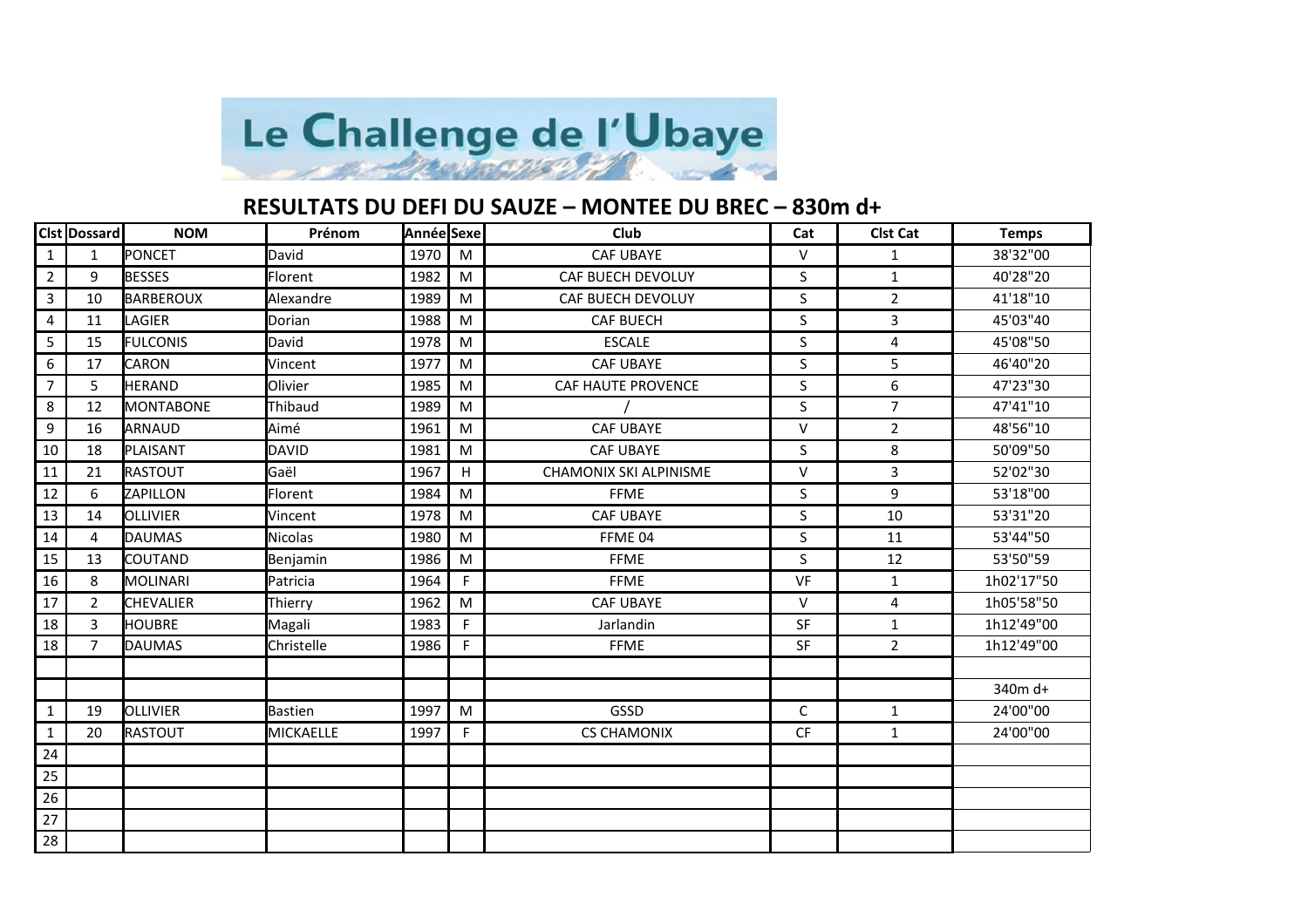# Le Challenge de l'Ubaye

## RESULTATS DU DEFI DU SAUZE – MONTEE DU BREC – 830m d+

| Clst | Dossard | NOM | Prénom | Année | Sexe | Club | Cat | Clst Cat | Temps |
|---|---|---|---|---|---|---|---|---|---|
| 1 | 1 | PONCET | David | 1970 | M | CAF UBAYE | V | 1 | 38'32"00 |
| 2 | 9 | BESSES | Florent | 1982 | M | CAF BUECH DEVOLUY | S | 1 | 40'28"20 |
| 3 | 10 | BARBEROUX | Alexandre | 1989 | M | CAF BUECH DEVOLUY | S | 2 | 41'18"10 |
| 4 | 11 | LAGIER | Dorian | 1988 | M | CAF BUECH | S | 3 | 45'03"40 |
| 5 | 15 | FULCONIS | David | 1978 | M | ESCALE | S | 4 | 45'08"50 |
| 6 | 17 | CARON | Vincent | 1977 | M | CAF UBAYE | S | 5 | 46'40"20 |
| 7 | 5 | HERAND | Olivier | 1985 | M | CAF HAUTE PROVENCE | S | 6 | 47'23"30 |
| 8 | 12 | MONTABONE | Thibaud | 1989 | M | / | S | 7 | 47'41"10 |
| 9 | 16 | ARNAUD | Aimé | 1961 | M | CAF UBAYE | V | 2 | 48'56"10 |
| 10 | 18 | PLAISANT | DAVID | 1981 | M | CAF UBAYE | S | 8 | 50'09"50 |
| 11 | 21 | RASTOUT | Gaël | 1967 | H | CHAMONIX SKI ALPINISME | V | 3 | 52'02"30 |
| 12 | 6 | ZAPILLON | Florent | 1984 | M | FFME | S | 9 | 53'18"00 |
| 13 | 14 | OLLIVIER | Vincent | 1978 | M | CAF UBAYE | S | 10 | 53'31"20 |
| 14 | 4 | DAUMAS | Nicolas | 1980 | M | FFME 04 | S | 11 | 53'44"50 |
| 15 | 13 | COUTAND | Benjamin | 1986 | M | FFME | S | 12 | 53'50"59 |
| 16 | 8 | MOLINARI | Patricia | 1964 | F | FFME | VF | 1 | 1h02'17"50 |
| 17 | 2 | CHEVALIER | Thierry | 1962 | M | CAF UBAYE | V | 4 | 1h05'58"50 |
| 18 | 3 | HOUBRE | Magali | 1983 | F | Jarlandin | SF | 1 | 1h12'49"00 |
| 18 | 7 | DAUMAS | Christelle | 1986 | F | FFME | SF | 2 | 1h12'49"00 |
| | | | | | | | | | |
| | | | | | | | | | 340m d+ |
| 1 | 19 | OLLIVIER | Bastien | 1997 | M | GSSD | C | 1 | 24'00"00 |
| 1 | 20 | RASTOUT | MICKAELLE | 1997 | F | CS CHAMONIX | CF | 1 | 24'00"00 |
| 24 | | | | | | | | | |
| 25 | | | | | | | | | |
| 26 | | | | | | | | | |
| 27 | | | | | | | | | |
| 28 | | | | | | | | | |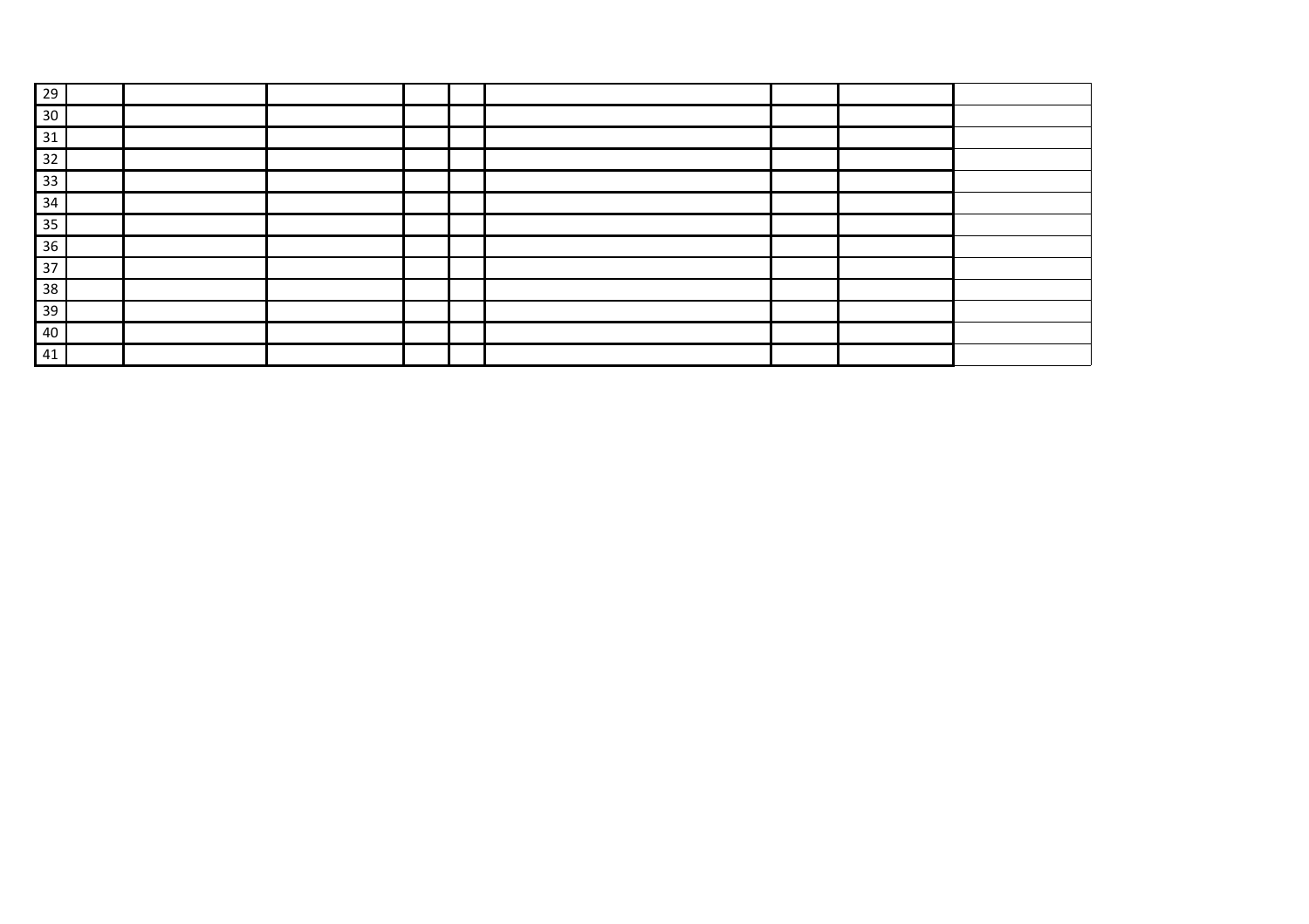| | | | | | | | | | |
|---|---|---|---|---|---|---|---|---|---|
| 29 | | | | | | | | | |
| 30 | | | | | | | | | |
| 31 | | | | | | | | | |
| 32 | | | | | | | | | |
| 33 | | | | | | | | | |
| 34 | | | | | | | | | |
| 35 | | | | | | | | | |
| 36 | | | | | | | | | |
| 37 | | | | | | | | | |
| 38 | | | | | | | | | |
| 39 | | | | | | | | | |
| 40 | | | | | | | | | |
| 41 | | | | | | | | | |